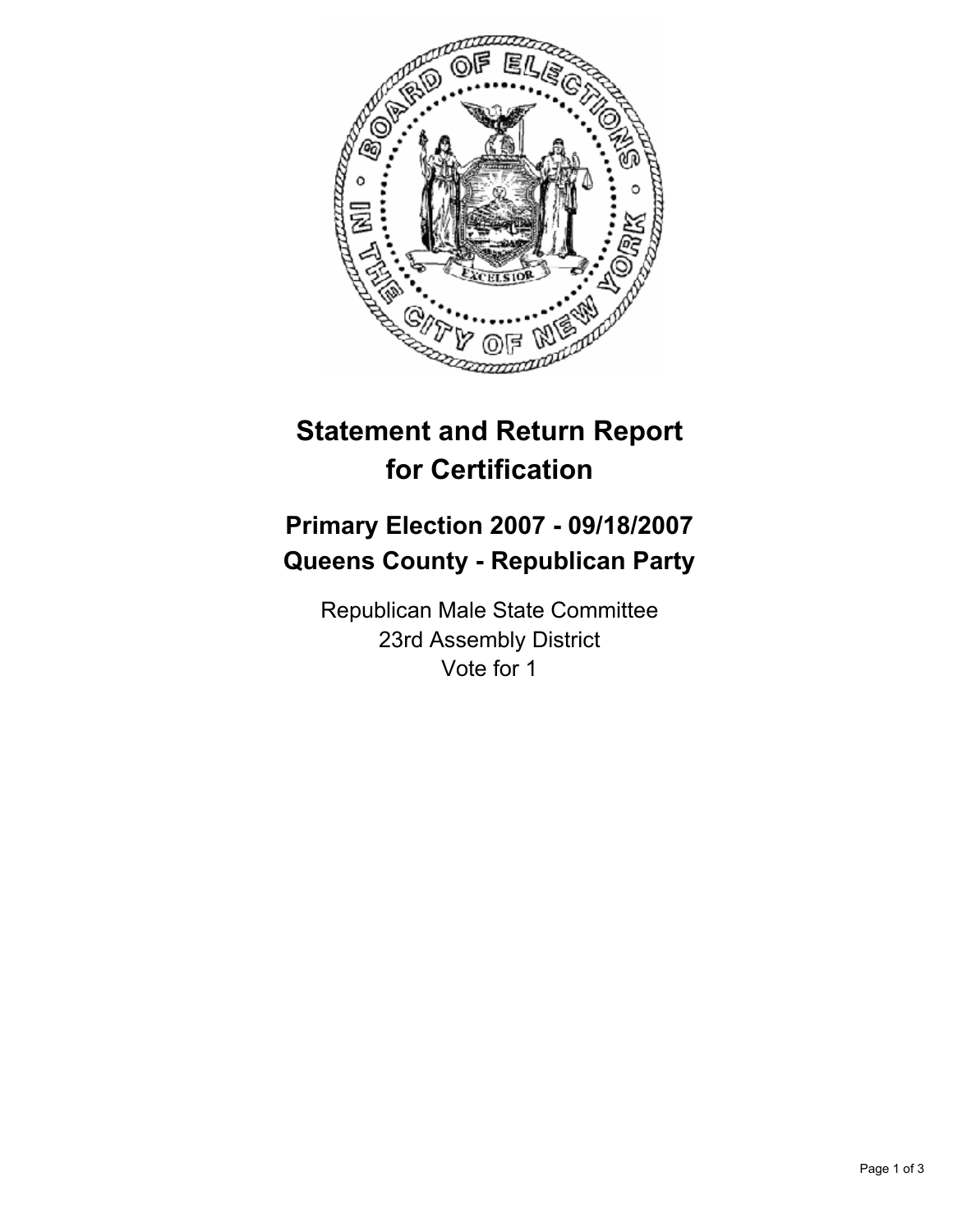# Statement and Return Report for Certification

## Primary Election 2007 - 09/18/2007
## Queens County - Republican Party

Republican Male State Committee
23rd Assembly District
Vote for 1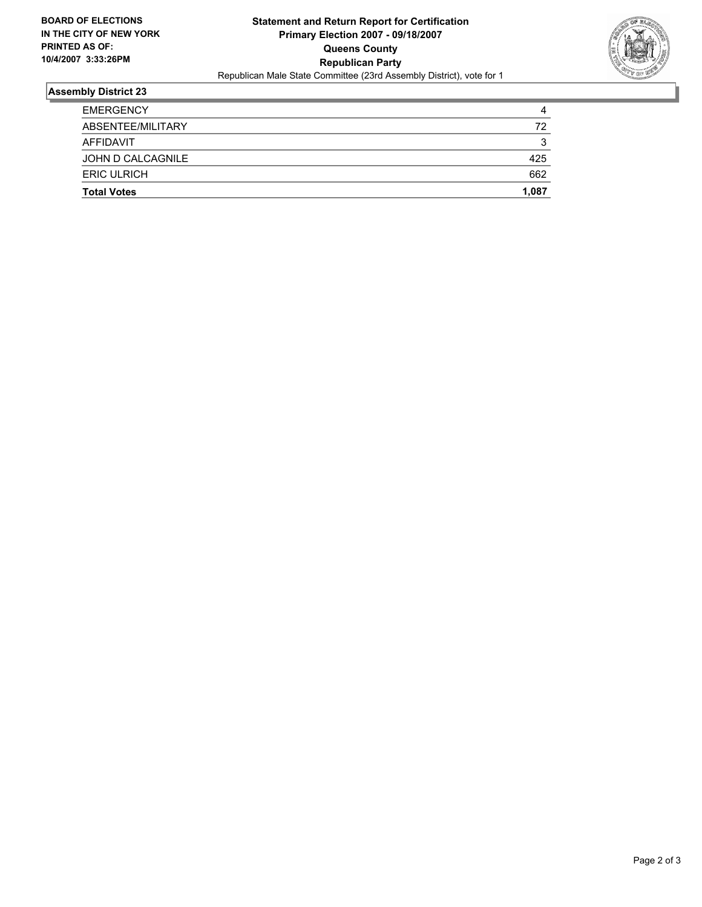**BOARD OF ELECTIONS IN THE CITY OF NEW YORK PRINTED AS OF: 10/4/2007 3:33:26PM**

**Statement and Return Report for Certification**
**Primary Election 2007 - 09/18/2007**
**Queens County**
**Republican Party**
Republican Male State Committee (23rd Assembly District), vote for 1

## Assembly District 23

| | |
|---|---|
| EMERGENCY | 4 |
| ABSENTEE/MILITARY | 72 |
| AFFIDAVIT | 3 |
| JOHN D CALCAGNILE | 425 |
| ERIC ULRICH | 662 |
| **Total Votes** | **1,087** |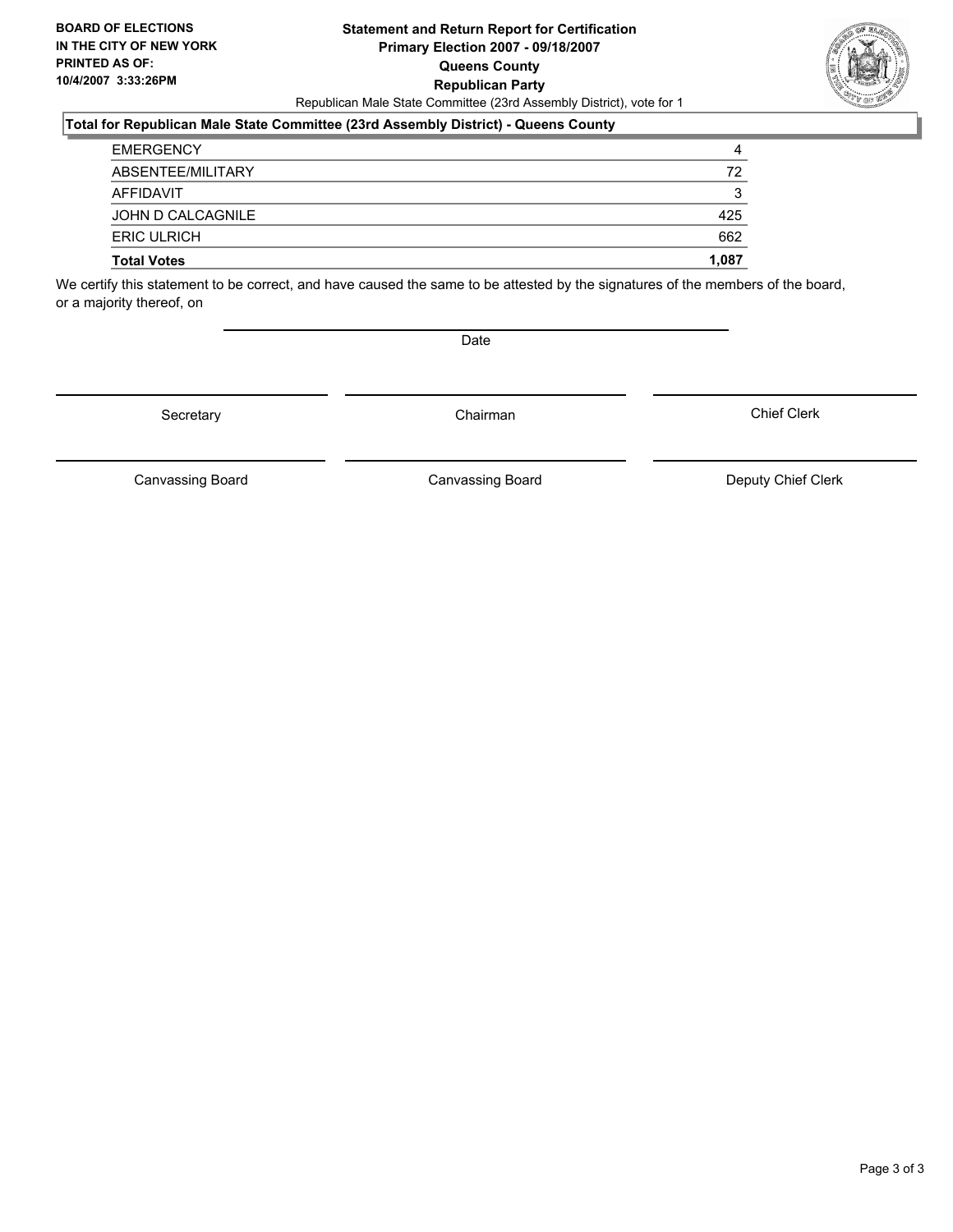**BOARD OF ELECTIONS IN THE CITY OF NEW YORK PRINTED AS OF: 10/4/2007 3:33:26PM**

**Statement and Return Report for Certification**
**Primary Election 2007 - 09/18/2007**
**Queens County**
**Republican Party**

Republican Male State Committee (23rd Assembly District), vote for 1

**Total for Republican Male State Committee (23rd Assembly District) - Queens County**

| | |
|---|---|
| EMERGENCY | 4 |
| ABSENTEE/MILITARY | 72 |
| AFFIDAVIT | 3 |
| JOHN D CALCAGNILE | 425 |
| ERIC ULRICH | 662 |
| **Total Votes** | **1,087** |

We certify this statement to be correct, and have caused the same to be attested by the signatures of the members of the board, or a majority thereof, on

Date

Secretary

Chairman

Chief Clerk

Canvassing Board

Canvassing Board

Deputy Chief Clerk